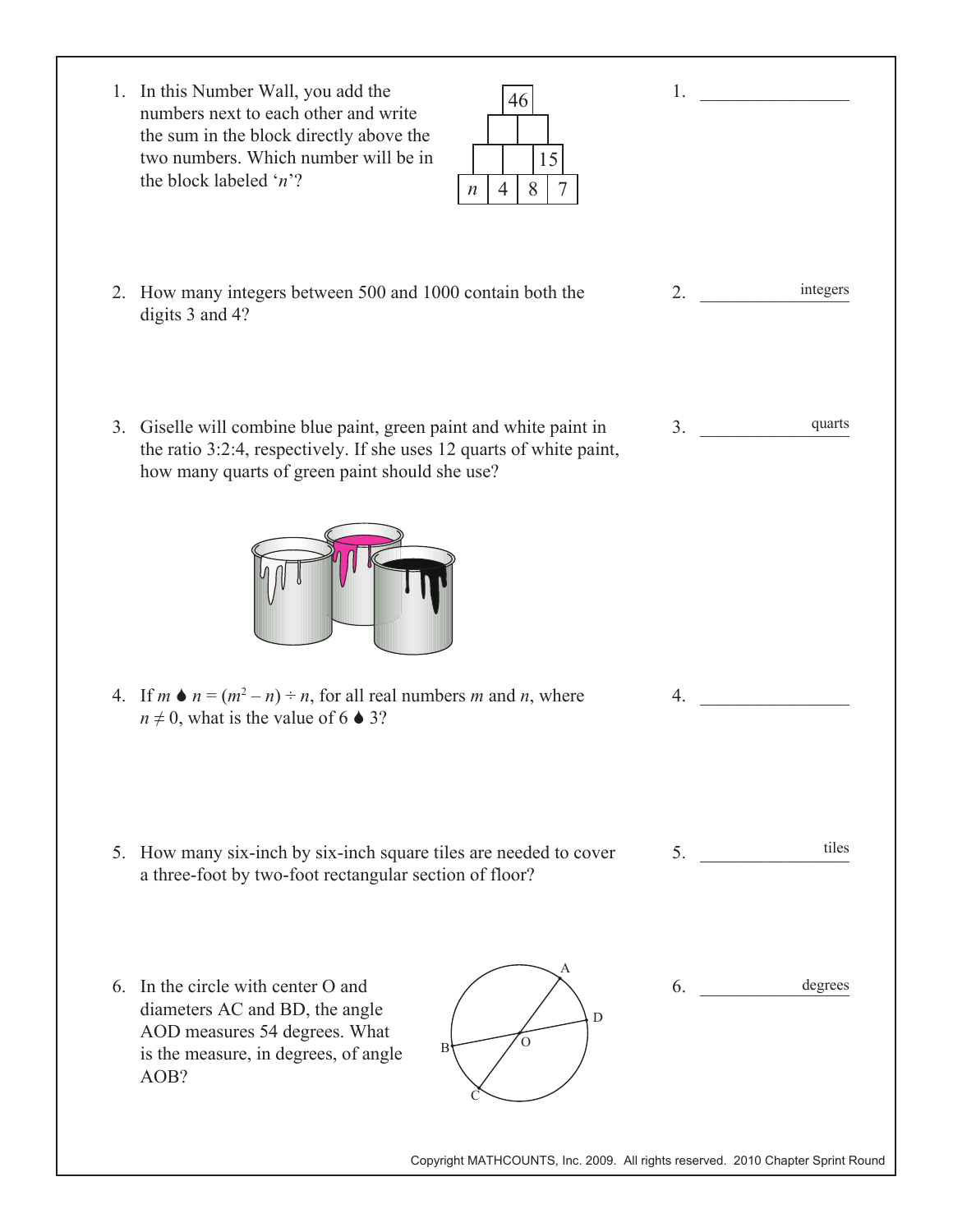1. In this Number Wall, you add the numbers next to each other and write the sum in the block directly above the two numbers. Which number will be in the block labeled '$n$'?

46

15

$n$ 4 8 7

1. ________________

2. How many integers between 500 and 1000 contain both the digits 3 and 4?

2. ________________ integers

3. Giselle will combine blue paint, green paint and white paint in the ratio 3:2:4, respectively. If she uses 12 quarts of white paint, how many quarts of green paint should she use?

3. ________________ quarts

4. If $m \spadesuit n = (m^2 - n) \div n$, for all real numbers $m$ and $n$, where $n \neq 0$, what is the value of $6 \spadesuit 3$?

4. ________________

5. How many six-inch by six-inch square tiles are needed to cover a three-foot by two-foot rectangular section of floor?

5. ________________ tiles

6. In the circle with center O and diameters AC and BD, the angle AOD measures 54 degrees. What is the measure, in degrees, of angle AOB?

A

D

B

O

C

6. ________________ degrees

Copyright MATHCOUNTS, Inc. 2009. All rights reserved. 2010 Chapter Sprint Round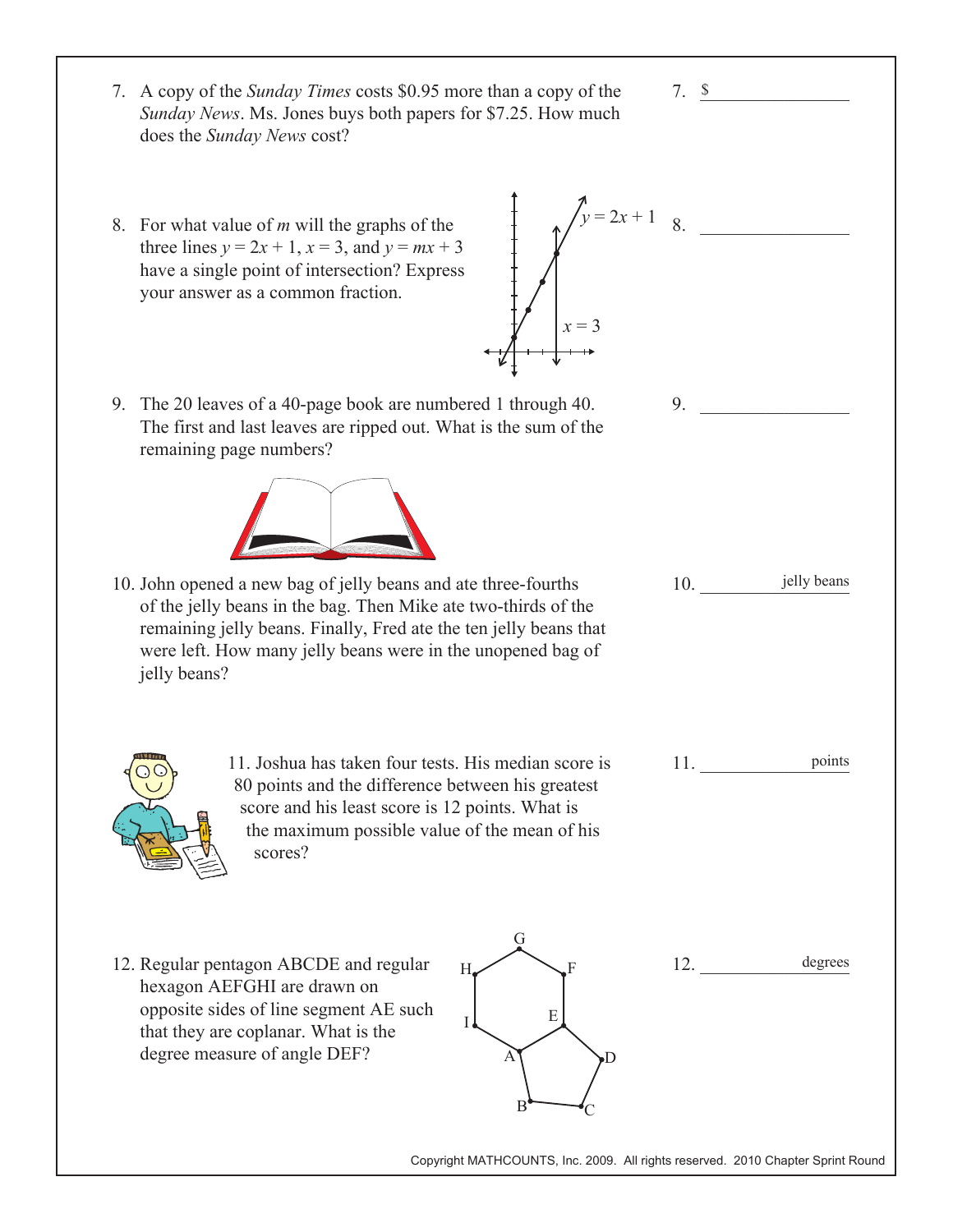7. A copy of the *Sunday Times* costs \$0.95 more than a copy of the *Sunday News*. Ms. Jones buys both papers for \$7.25. How much does the *Sunday News* cost?

7. \$ __________

8. For what value of $m$ will the graphs of the three lines $y = 2x + 1$, $x = 3$, and $y = mx + 3$ have a single point of intersection? Express your answer as a common fraction.

$y = 2x + 1$

$x = 3$

8. __________

9. The 20 leaves of a 40-page book are numbered 1 through 40. The first and last leaves are ripped out. What is the sum of the remaining page numbers?

9. __________

10. John opened a new bag of jelly beans and ate three-fourths of the jelly beans in the bag. Then Mike ate two-thirds of the remaining jelly beans. Finally, Fred ate the ten jelly beans that were left. How many jelly beans were in the unopened bag of jelly beans?

10. __________ jelly beans

11. Joshua has taken four tests. His median score is 80 points and the difference between his greatest score and his least score is 12 points. What is the maximum possible value of the mean of his scores?

11. __________ points

12. Regular pentagon ABCDE and regular hexagon AEFGHI are drawn on opposite sides of line segment AE such that they are coplanar. What is the degree measure of angle DEF?

G H F I E A D B C

12. __________ degrees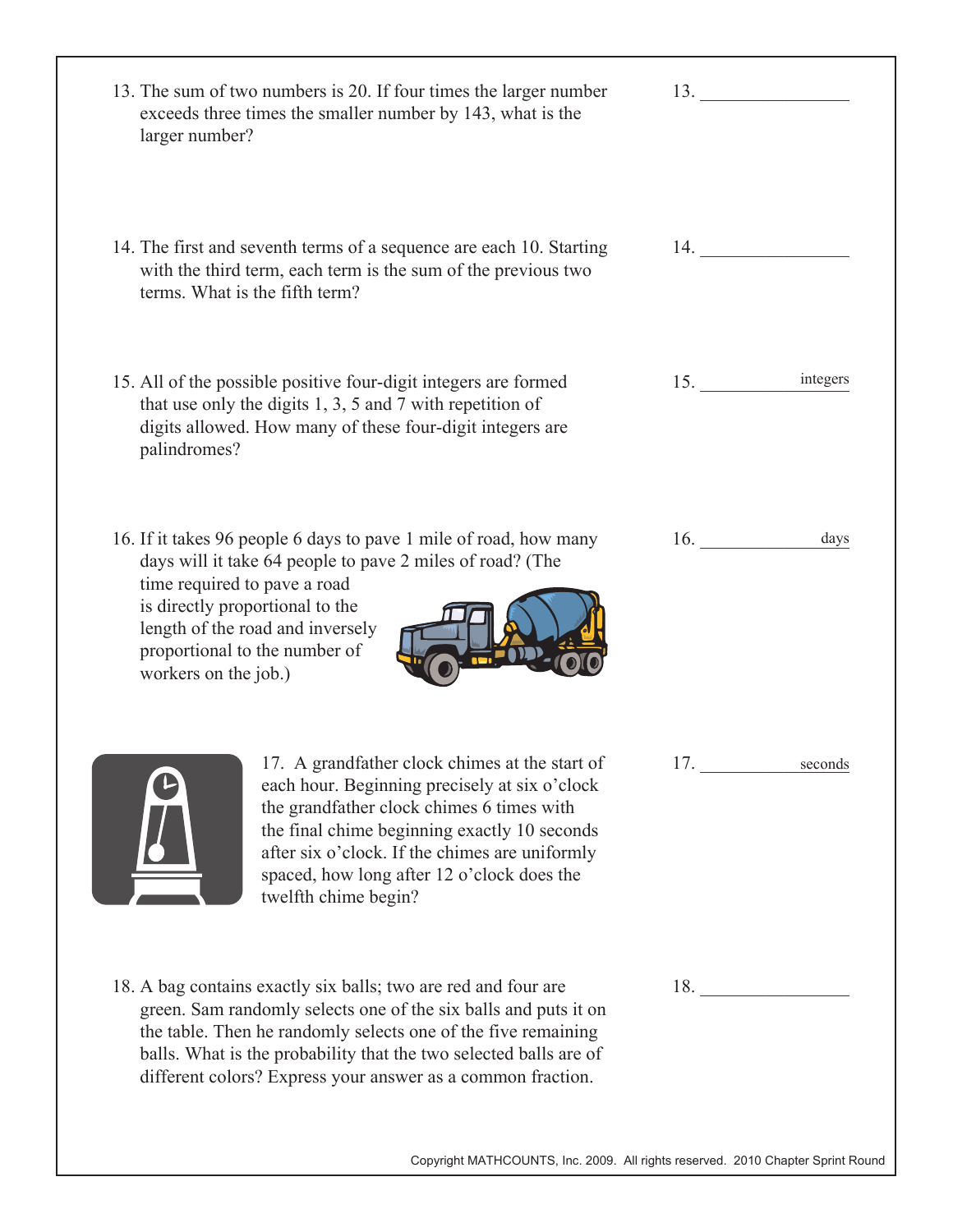13. The sum of two numbers is 20. If four times the larger number exceeds three times the smaller number by 143, what is the larger number?

13. ________________

14. The first and seventh terms of a sequence are each 10. Starting with the third term, each term is the sum of the previous two terms. What is the fifth term?

14. ________________

15. All of the possible positive four-digit integers are formed that use only the digits 1, 3, 5 and 7 with repetition of digits allowed. How many of these four-digit integers are palindromes?

15. ________________ integers

16. If it takes 96 people 6 days to pave 1 mile of road, how many days will it take 64 people to pave 2 miles of road? (The time required to pave a road is directly proportional to the length of the road and inversely proportional to the number of workers on the job.)

16. ________________ days

17. A grandfather clock chimes at the start of each hour. Beginning precisely at six o'clock the grandfather clock chimes 6 times with the final chime beginning exactly 10 seconds after six o'clock. If the chimes are uniformly spaced, how long after 12 o'clock does the twelfth chime begin?

17. ________________ seconds

18. A bag contains exactly six balls; two are red and four are green. Sam randomly selects one of the six balls and puts it on the table. Then he randomly selects one of the five remaining balls. What is the probability that the two selected balls are of different colors? Express your answer as a common fraction.

18. ________________

Copyright MATHCOUNTS, Inc. 2009. All rights reserved. 2010 Chapter Sprint Round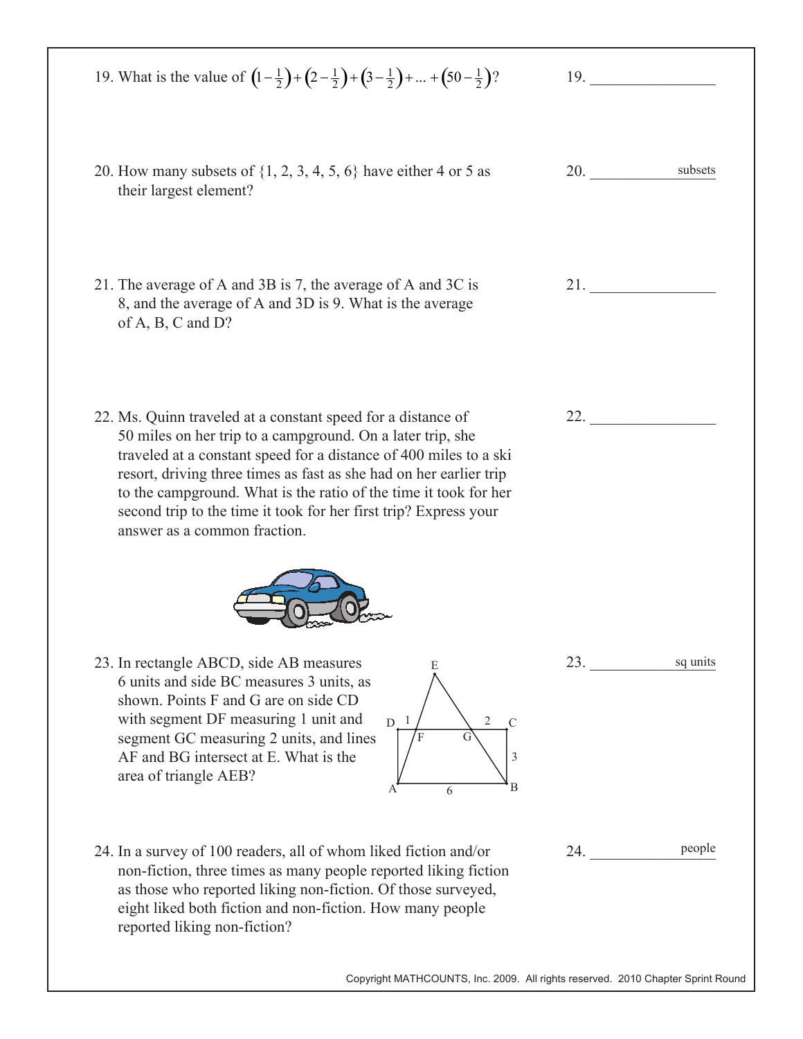19. What is the value of $\left(1-\frac{1}{2}\right)+\left(2-\frac{1}{2}\right)+\left(3-\frac{1}{2}\right)+...+\left(50-\frac{1}{2}\right)$?

19. ________________

20. How many subsets of {1, 2, 3, 4, 5, 6} have either 4 or 5 as their largest element?

20. ________________ subsets

21. The average of A and 3B is 7, the average of A and 3C is 8, and the average of A and 3D is 9. What is the average of A, B, C and D?

21. ________________

22. Ms. Quinn traveled at a constant speed for a distance of 50 miles on her trip to a campground. On a later trip, she traveled at a constant speed for a distance of 400 miles to a ski resort, driving three times as fast as she had on her earlier trip to the campground. What is the ratio of the time it took for her second trip to the time it took for her first trip? Express your answer as a common fraction.

22. ________________

23. In rectangle ABCD, side AB measures 6 units and side BC measures 3 units, as shown. Points F and G are on side CD with segment DF measuring 1 unit and segment GC measuring 2 units, and lines AF and BG intersect at E. What is the area of triangle AEB?

E

D 1 F G 2 C

3

A 6 B

23. ________________ sq units

24. In a survey of 100 readers, all of whom liked fiction and/or non-fiction, three times as many people reported liking fiction as those who reported liking non-fiction. Of those surveyed, eight liked both fiction and non-fiction. How many people reported liking non-fiction?

24. ________________ people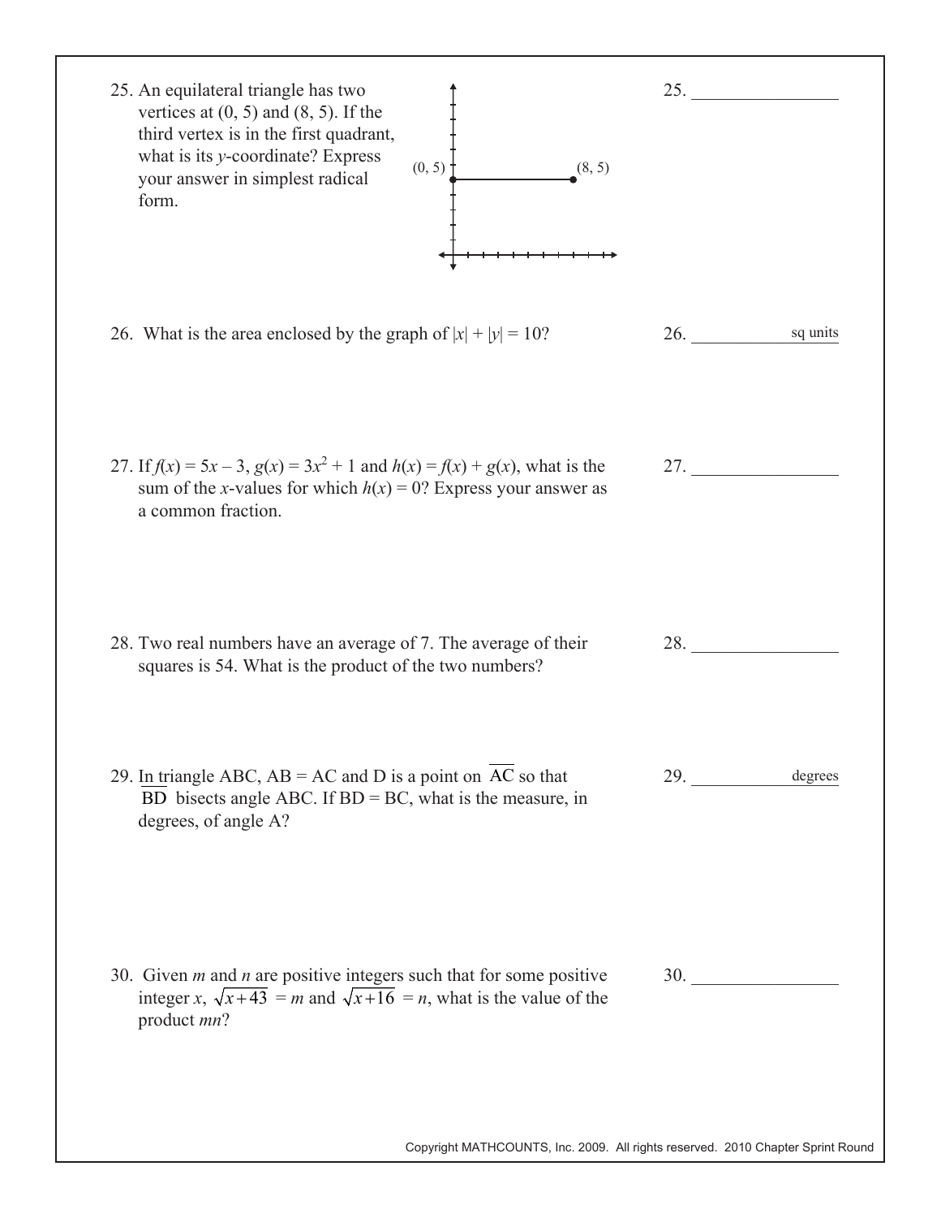25. An equilateral triangle has two vertices at (0, 5) and (8, 5). If the third vertex is in the first quadrant, what is its $y$-coordinate? Express your answer in simplest radical form.

(0, 5)

(8, 5)

25. ________________

26. What is the area enclosed by the graph of $|x| + |y| = 10$?

26. ____________ sq units

27. If $f(x) = 5x - 3$, $g(x) = 3x^2 + 1$ and $h(x) = f(x) + g(x)$, what is the sum of the $x$-values for which $h(x) = 0$? Express your answer as a common fraction.

27. ________________

28. Two real numbers have an average of 7. The average of their squares is 54. What is the product of the two numbers?

28. ________________

29. In triangle ABC, AB = AC and D is a point on $\overline{AC}$ so that $\overline{BD}$ bisects angle ABC. If BD = BC, what is the measure, in degrees, of angle A?

29. ____________ degrees

30. Given $m$ and $n$ are positive integers such that for some positive integer $x$, $\sqrt{x+43} = m$ and $\sqrt{x+16} = n$, what is the value of the product $mn$?

30. ________________

Copyright MATHCOUNTS, Inc. 2009. All rights reserved. 2010 Chapter Sprint Round